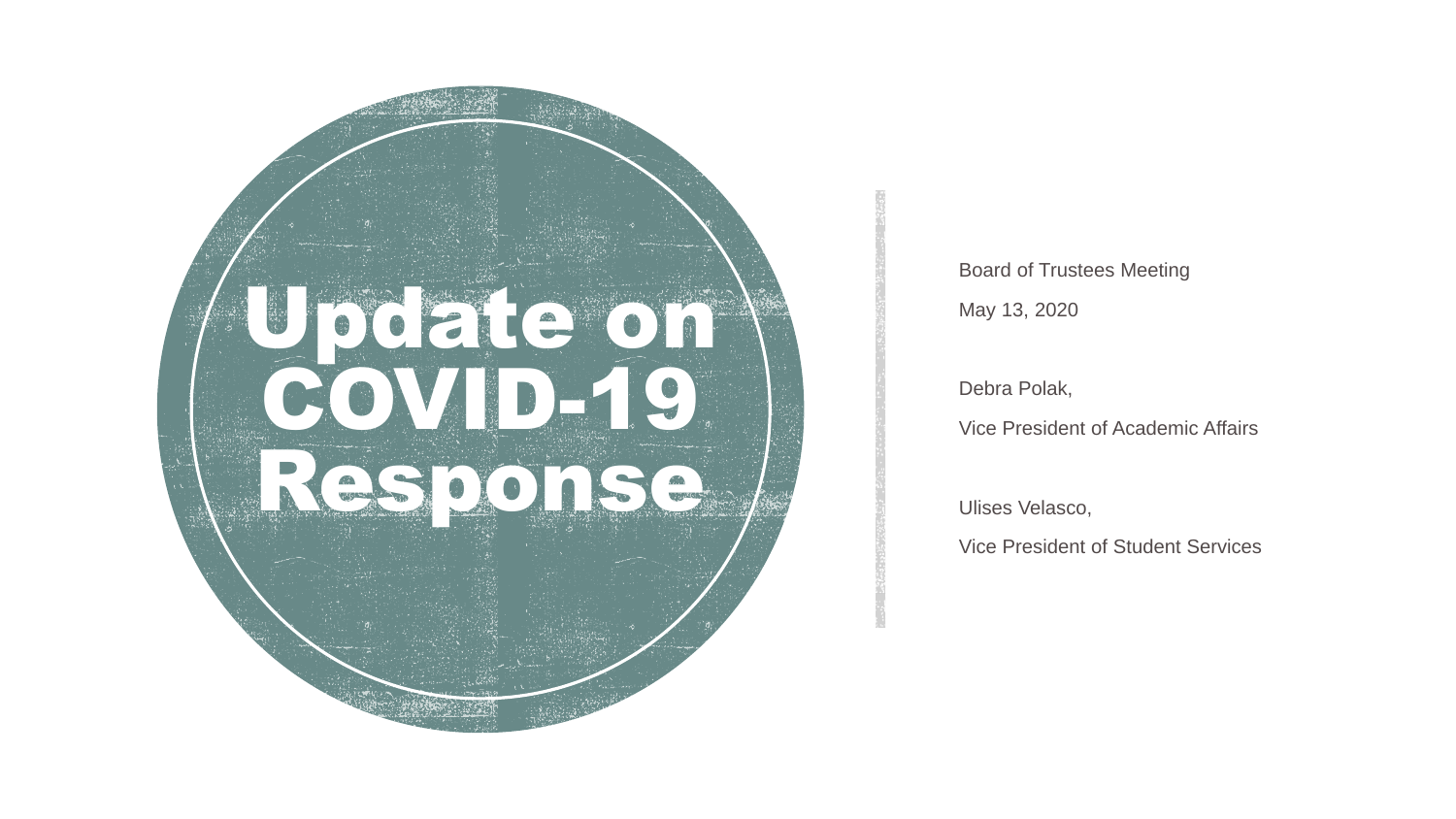# Update on COVID-19 Response

Board of Trustees Meeting

May 13, 2020

Debra Polak,

Vice President of Academic Affairs

Ulises Velasco,

Vice President of Student Services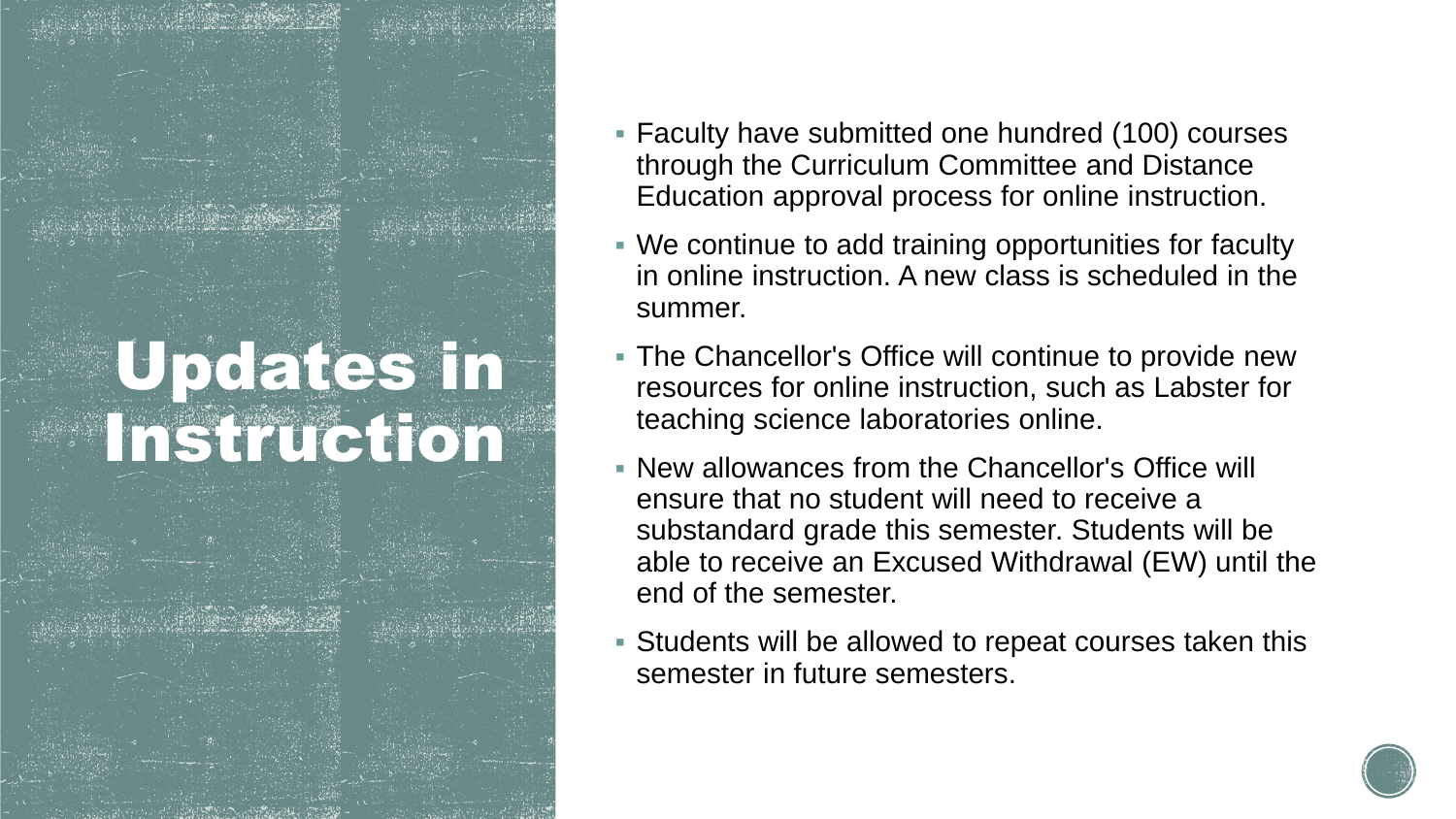# Updates in Instruction

- Faculty have submitted one hundred (100) courses through the Curriculum Committee and Distance Education approval process for online instruction.
- We continue to add training opportunities for faculty in online instruction. A new class is scheduled in the summer.
- The Chancellor's Office will continue to provide new resources for online instruction, such as Labster for teaching science laboratories online.
- New allowances from the Chancellor's Office will ensure that no student will need to receive a substandard grade this semester. Students will be able to receive an Excused Withdrawal (EW) until the end of the semester.
- Students will be allowed to repeat courses taken this semester in future semesters.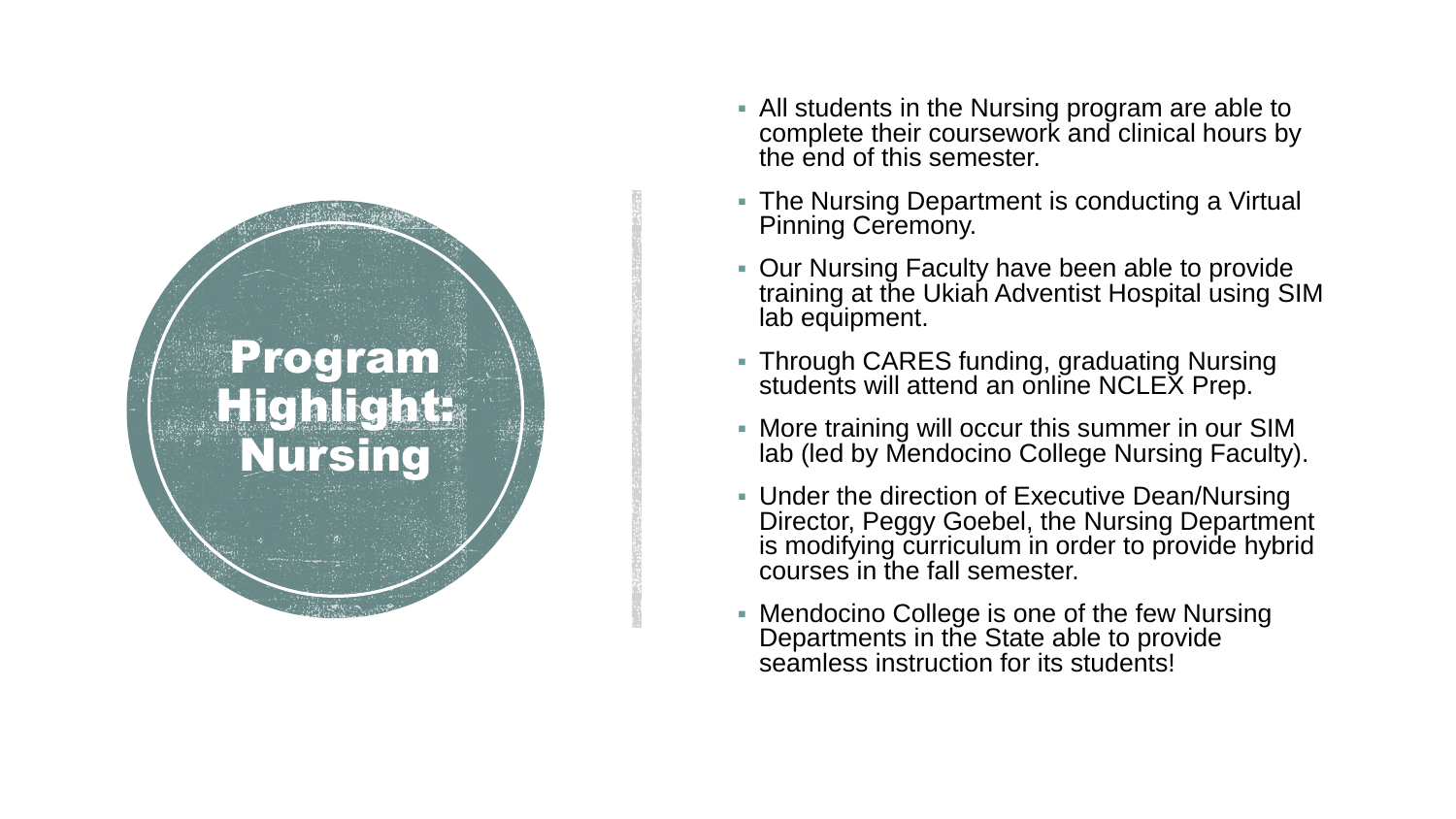# Program Highlight: Nursing

- All students in the Nursing program are able to complete their coursework and clinical hours by the end of this semester.
- The Nursing Department is conducting a Virtual Pinning Ceremony.
- Our Nursing Faculty have been able to provide training at the Ukiah Adventist Hospital using SIM lab equipment.
- Through CARES funding, graduating Nursing students will attend an online NCLEX Prep.
- More training will occur this summer in our SIM lab (led by Mendocino College Nursing Faculty).
- Under the direction of Executive Dean/Nursing Director, Peggy Goebel, the Nursing Department is modifying curriculum in order to provide hybrid courses in the fall semester.
- Mendocino College is one of the few Nursing Departments in the State able to provide seamless instruction for its students!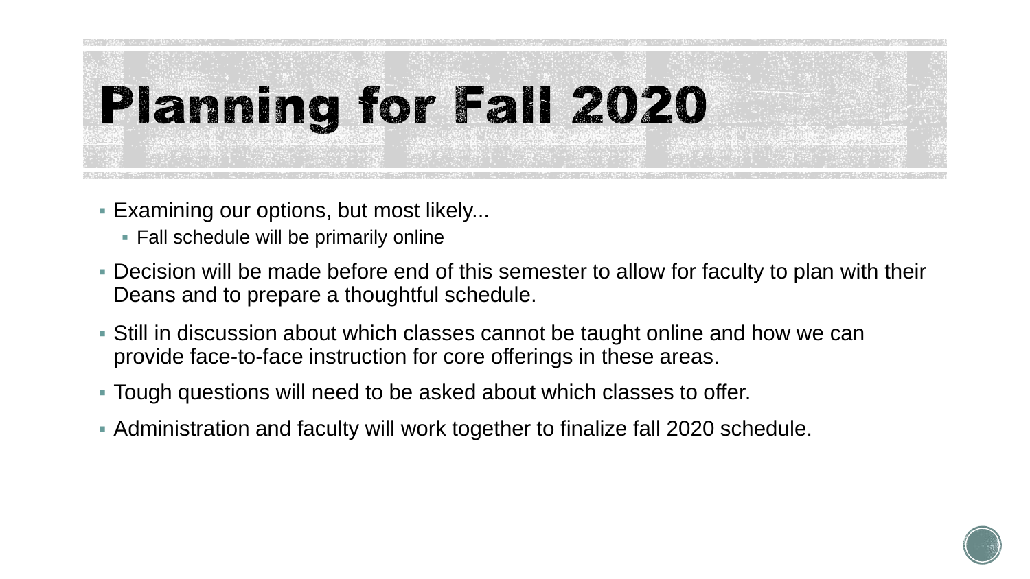# Planning for Fall 2020

- Examining our options, but most likely...
  - Fall schedule will be primarily online
- Decision will be made before end of this semester to allow for faculty to plan with their Deans and to prepare a thoughtful schedule.
- Still in discussion about which classes cannot be taught online and how we can provide face-to-face instruction for core offerings in these areas.
- Tough questions will need to be asked about which classes to offer.
- Administration and faculty will work together to finalize fall 2020 schedule.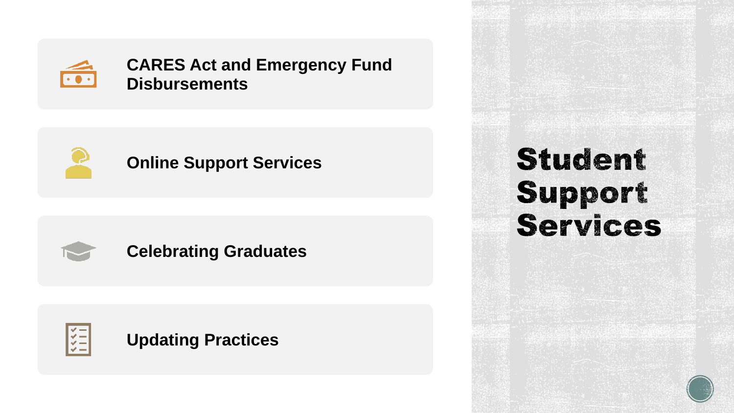# Student Support Services

- **CARES Act and Emergency Fund Disbursements**
- **Online Support Services**
- **Celebrating Graduates**
- **Updating Practices**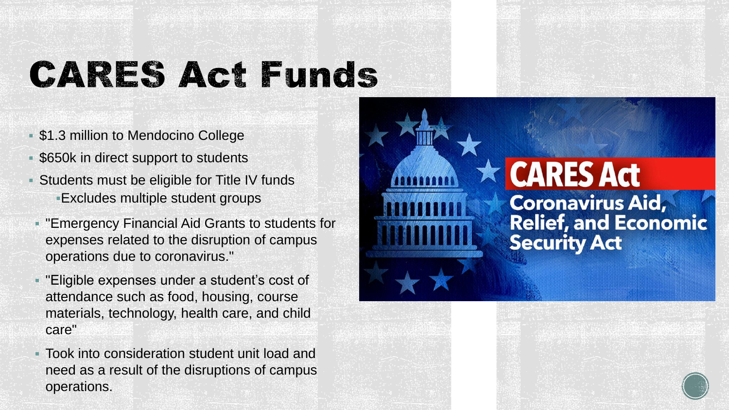# CARES Act Funds

- $1.3 million to Mendocino College
- $650k in direct support to students
- Students must be eligible for Title IV funds
  - Excludes multiple student groups
- "Emergency Financial Aid Grants to students for expenses related to the disruption of campus operations due to coronavirus."
- "Eligible expenses under a student's cost of attendance such as food, housing, course materials, technology, health care, and child care"
- Took into consideration student unit load and need as a result of the disruptions of campus operations.

CARES Act
Coronavirus Aid, Relief, and Economic Security Act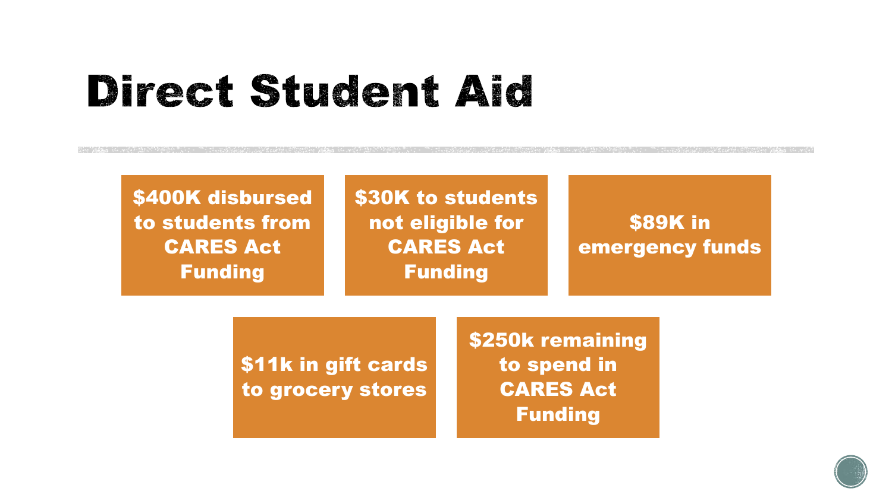# Direct Student Aid

- $400K disbursed to students from CARES Act Funding
- $30K to students not eligible for CARES Act Funding
- $89K in emergency funds
- $11k in gift cards to grocery stores
- $250k remaining to spend in CARES Act Funding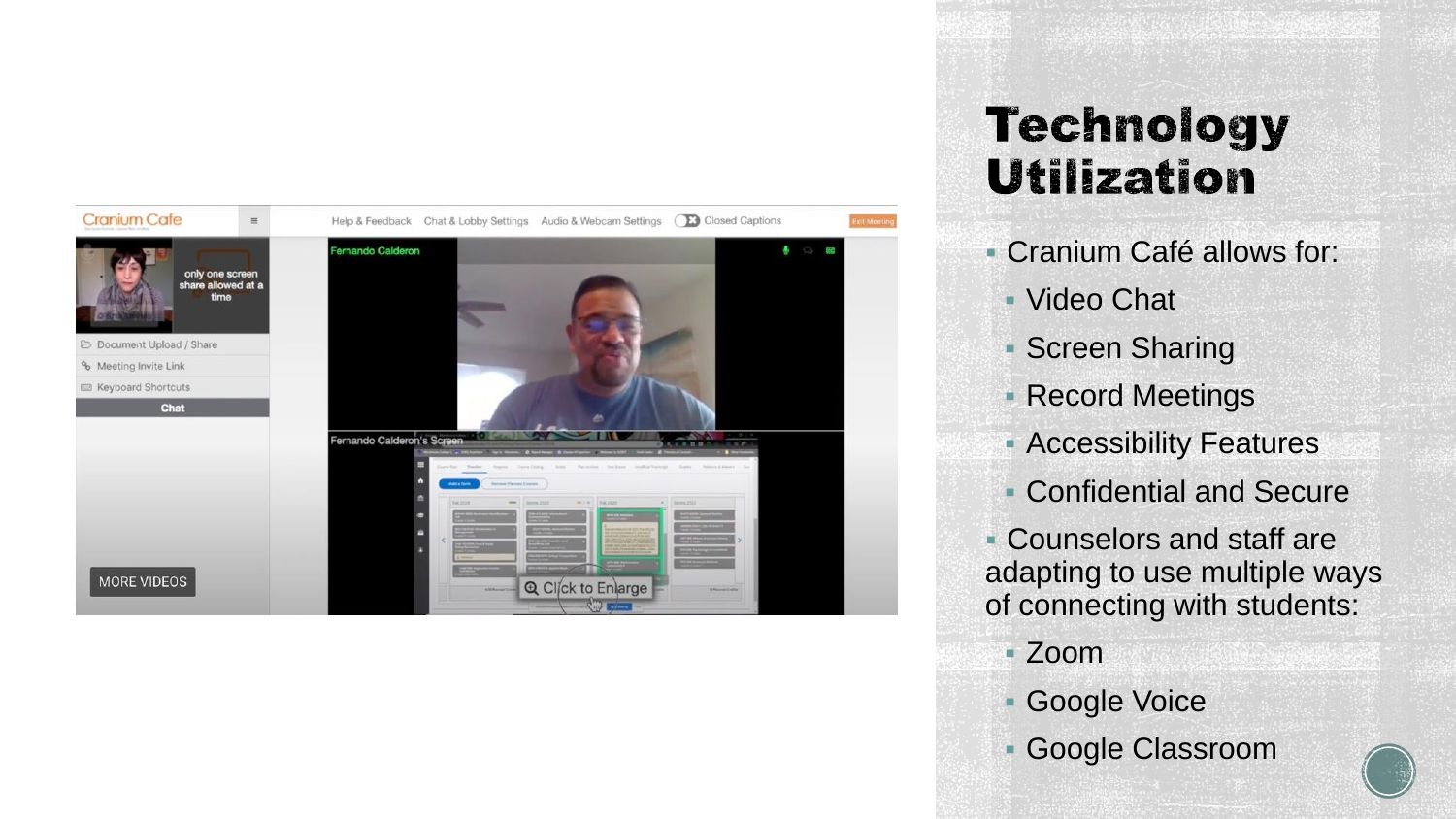# Technology Utilization

- Cranium Café allows for:
  - Video Chat
  - Screen Sharing
  - Record Meetings
  - Accessibility Features
  - Confidential and Secure
- Counselors and staff are adapting to use multiple ways of connecting with students:
  - Zoom
  - Google Voice
  - Google Classroom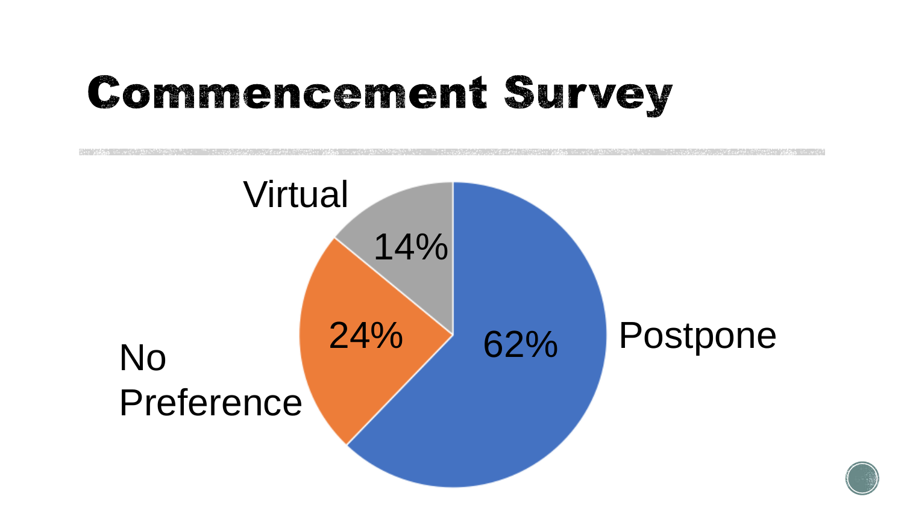# Commencement Survey

| Option | Percentage |
| --- | --- |
| Postpone | 62% |
| No Preference | 24% |
| Virtual | 14% |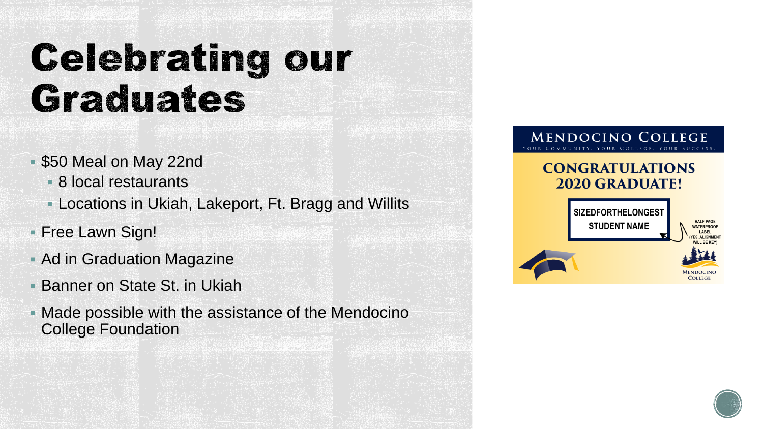# Celebrating our Graduates

- $50 Meal on May 22nd
  - 8 local restaurants
  - Locations in Ukiah, Lakeport, Ft. Bragg and Willits
- Free Lawn Sign!
- Ad in Graduation Magazine
- Banner on State St. in Ukiah
- Made possible with the assistance of the Mendocino College Foundation

MENDOCINO COLLEGE

YOUR COMMUNITY. YOUR COLLEGE. YOUR SUCCESS.

CONGRATULATIONS 2020 GRADUATE!

SIZEDFORTHELONGEST STUDENT NAME

HALF-PAGE WATERPROOF LABEL (YES, ALIGNMENT WILL BE KEY)

MENDOCINO COLLEGE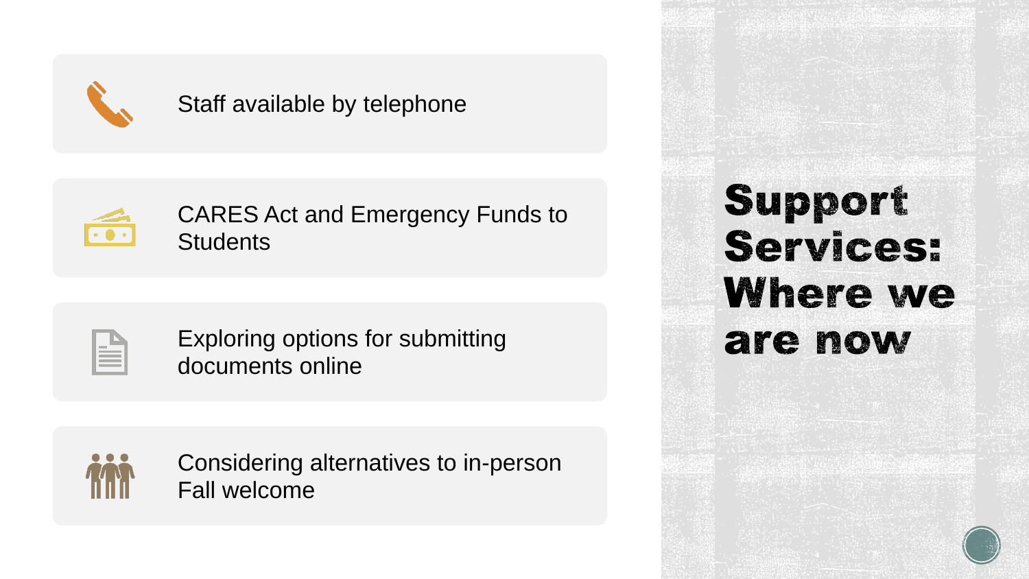# Support Services: Where we are now

- Staff available by telephone
- CARES Act and Emergency Funds to Students
- Exploring options for submitting documents online
- Considering alternatives to in-person Fall welcome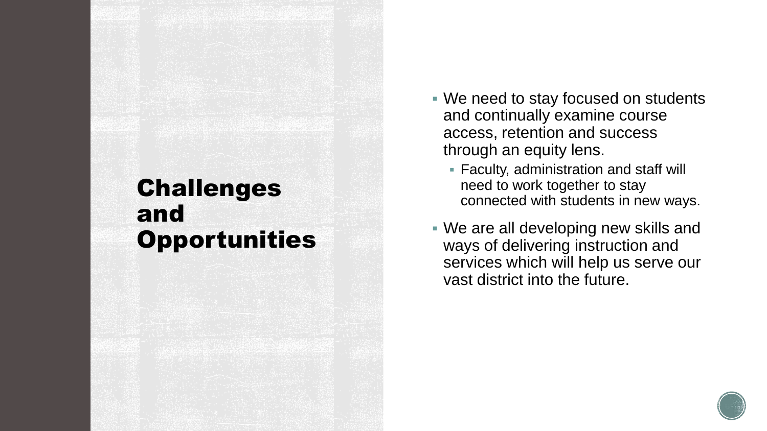# Challenges and Opportunities

- We need to stay focused on students and continually examine course access, retention and success through an equity lens.
  - Faculty, administration and staff will need to work together to stay connected with students in new ways.
- We are all developing new skills and ways of delivering instruction and services which will help us serve our vast district into the future.